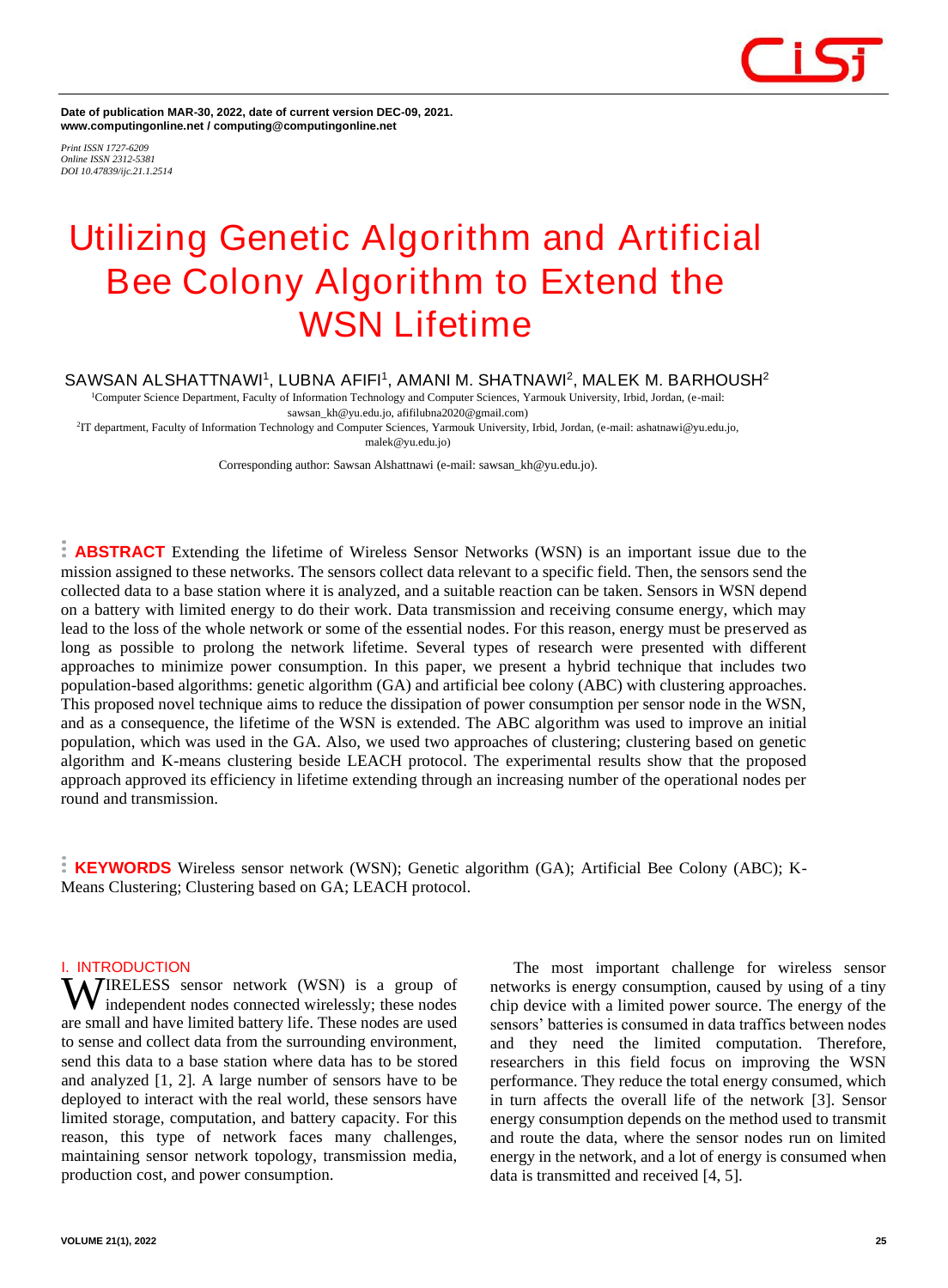Date of publication MAR-30, 2022, date of current version DEC-09, 2021.
www.computingonline.net / computing@computingonline.net

*Print ISSN 1727-6209*
*Online ISSN 2312-5381*
*DOI 10.47839/ijc.21.1.2514*

# Utilizing Genetic Algorithm and Artificial Bee Colony Algorithm to Extend the WSN Lifetime

SAWSAN ALSHATTNAWI[1], LUBNA AFIFI[1], AMANI M. SHATNAWI[2], MALEK M. BARHOUSH[2]

[1]Computer Science Department, Faculty of Information Technology and Computer Sciences, Yarmouk University, Irbid, Jordan, (e-mail: sawsan_kh@yu.edu.jo, afifilubna2020@gmail.com)

[2]IT department, Faculty of Information Technology and Computer Sciences, Yarmouk University, Irbid, Jordan, (e-mail: ashatnawi@yu.edu.jo, malek@yu.edu.jo)

Corresponding author: Sawsan Alshattnawi (e-mail: sawsan_kh@yu.edu.jo).

**ABSTRACT** Extending the lifetime of Wireless Sensor Networks (WSN) is an important issue due to the mission assigned to these networks. The sensors collect data relevant to a specific field. Then, the sensors send the collected data to a base station where it is analyzed, and a suitable reaction can be taken. Sensors in WSN depend on a battery with limited energy to do their work. Data transmission and receiving consume energy, which may lead to the loss of the whole network or some of the essential nodes. For this reason, energy must be preserved as long as possible to prolong the network lifetime. Several types of research were presented with different approaches to minimize power consumption. In this paper, we present a hybrid technique that includes two population-based algorithms: genetic algorithm (GA) and artificial bee colony (ABC) with clustering approaches. This proposed novel technique aims to reduce the dissipation of power consumption per sensor node in the WSN, and as a consequence, the lifetime of the WSN is extended. The ABC algorithm was used to improve an initial population, which was used in the GA. Also, we used two approaches of clustering; clustering based on genetic algorithm and K-means clustering beside LEACH protocol. The experimental results show that the proposed approach approved its efficiency in lifetime extending through an increasing number of the operational nodes per round and transmission.

**KEYWORDS** Wireless sensor network (WSN); Genetic algorithm (GA); Artificial Bee Colony (ABC); K-Means Clustering; Clustering based on GA; LEACH protocol.

## I. INTRODUCTION

Wireless sensor network (WSN) is a group of independent nodes connected wirelessly; these nodes are small and have limited battery life. These nodes are used to sense and collect data from the surrounding environment, send this data to a base station where data has to be stored and analyzed [1, 2]. A large number of sensors have to be deployed to interact with the real world, these sensors have limited storage, computation, and battery capacity. For this reason, this type of network faces many challenges, maintaining sensor network topology, transmission media, production cost, and power consumption.

The most important challenge for wireless sensor networks is energy consumption, caused by using of a tiny chip device with a limited power source. The energy of the sensors' batteries is consumed in data traffics between nodes and they need the limited computation. Therefore, researchers in this field focus on improving the WSN performance. They reduce the total energy consumed, which in turn affects the overall life of the network [3]. Sensor energy consumption depends on the method used to transmit and route the data, where the sensor nodes run on limited energy in the network, and a lot of energy is consumed when data is transmitted and received [4, 5].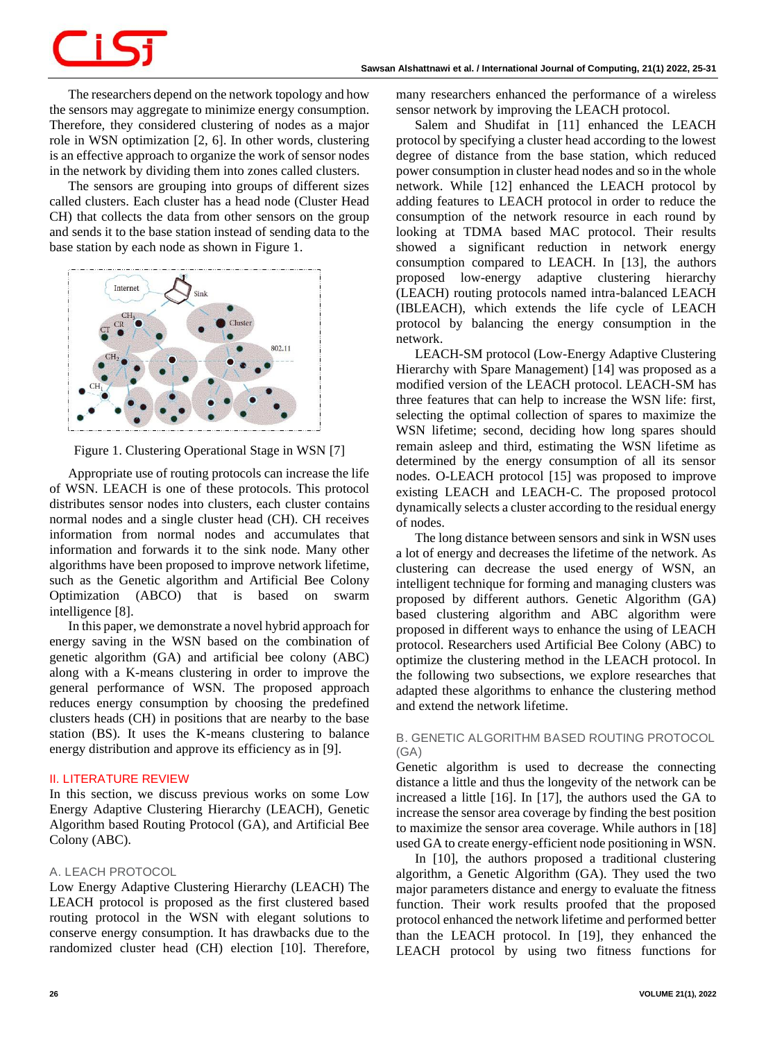The researchers depend on the network topology and how the sensors may aggregate to minimize energy consumption. Therefore, they considered clustering of nodes as a major role in WSN optimization [2, 6]. In other words, clustering is an effective approach to organize the work of sensor nodes in the network by dividing them into zones called clusters.

The sensors are grouping into groups of different sizes called clusters. Each cluster has a head node (Cluster Head CH) that collects the data from other sensors on the group and sends it to the base station instead of sending data to the base station by each node as shown in Figure 1.

Figure 1. Clustering Operational Stage in WSN [7]

Appropriate use of routing protocols can increase the life of WSN. LEACH is one of these protocols. This protocol distributes sensor nodes into clusters, each cluster contains normal nodes and a single cluster head (CH). CH receives information from normal nodes and accumulates that information and forwards it to the sink node. Many other algorithms have been proposed to improve network lifetime, such as the Genetic algorithm and Artificial Bee Colony Optimization (ABCO) that is based on swarm intelligence [8].

In this paper, we demonstrate a novel hybrid approach for energy saving in the WSN based on the combination of genetic algorithm (GA) and artificial bee colony (ABC) along with a K-means clustering in order to improve the general performance of WSN. The proposed approach reduces energy consumption by choosing the predefined clusters heads (CH) in positions that are nearby to the base station (BS). It uses the K-means clustering to balance energy distribution and approve its efficiency as in [9].

## II. LITERATURE REVIEW

In this section, we discuss previous works on some Low Energy Adaptive Clustering Hierarchy (LEACH), Genetic Algorithm based Routing Protocol (GA), and Artificial Bee Colony (ABC).

### A. LEACH PROTOCOL

Low Energy Adaptive Clustering Hierarchy (LEACH) The LEACH protocol is proposed as the first clustered based routing protocol in the WSN with elegant solutions to conserve energy consumption. It has drawbacks due to the randomized cluster head (CH) election [10]. Therefore, many researchers enhanced the performance of a wireless sensor network by improving the LEACH protocol.

Salem and Shudifat in [11] enhanced the LEACH protocol by specifying a cluster head according to the lowest degree of distance from the base station, which reduced power consumption in cluster head nodes and so in the whole network. While [12] enhanced the LEACH protocol by adding features to LEACH protocol in order to reduce the consumption of the network resource in each round by looking at TDMA based MAC protocol. Their results showed a significant reduction in network energy consumption compared to LEACH. In [13], the authors proposed low-energy adaptive clustering hierarchy (LEACH) routing protocols named intra-balanced LEACH (IBLEACH), which extends the life cycle of LEACH protocol by balancing the energy consumption in the network.

LEACH-SM protocol (Low-Energy Adaptive Clustering Hierarchy with Spare Management) [14] was proposed as a modified version of the LEACH protocol. LEACH-SM has three features that can help to increase the WSN life: first, selecting the optimal collection of spares to maximize the WSN lifetime; second, deciding how long spares should remain asleep and third, estimating the WSN lifetime as determined by the energy consumption of all its sensor nodes. O-LEACH protocol [15] was proposed to improve existing LEACH and LEACH-C. The proposed protocol dynamically selects a cluster according to the residual energy of nodes.

The long distance between sensors and sink in WSN uses a lot of energy and decreases the lifetime of the network. As clustering can decrease the used energy of WSN, an intelligent technique for forming and managing clusters was proposed by different authors. Genetic Algorithm (GA) based clustering algorithm and ABC algorithm were proposed in different ways to enhance the using of LEACH protocol. Researchers used Artificial Bee Colony (ABC) to optimize the clustering method in the LEACH protocol. In the following two subsections, we explore researches that adapted these algorithms to enhance the clustering method and extend the network lifetime.

### B. GENETIC ALGORITHM BASED ROUTING PROTOCOL (GA)

Genetic algorithm is used to decrease the connecting distance a little and thus the longevity of the network can be increased a little [16]. In [17], the authors used the GA to increase the sensor area coverage by finding the best position to maximize the sensor area coverage. While authors in [18] used GA to create energy-efficient node positioning in WSN.

In [10], the authors proposed a traditional clustering algorithm, a Genetic Algorithm (GA). They used the two major parameters distance and energy to evaluate the fitness function. Their work results proofed that the proposed protocol enhanced the network lifetime and performed better than the LEACH protocol. In [19], they enhanced the LEACH protocol by using two fitness functions for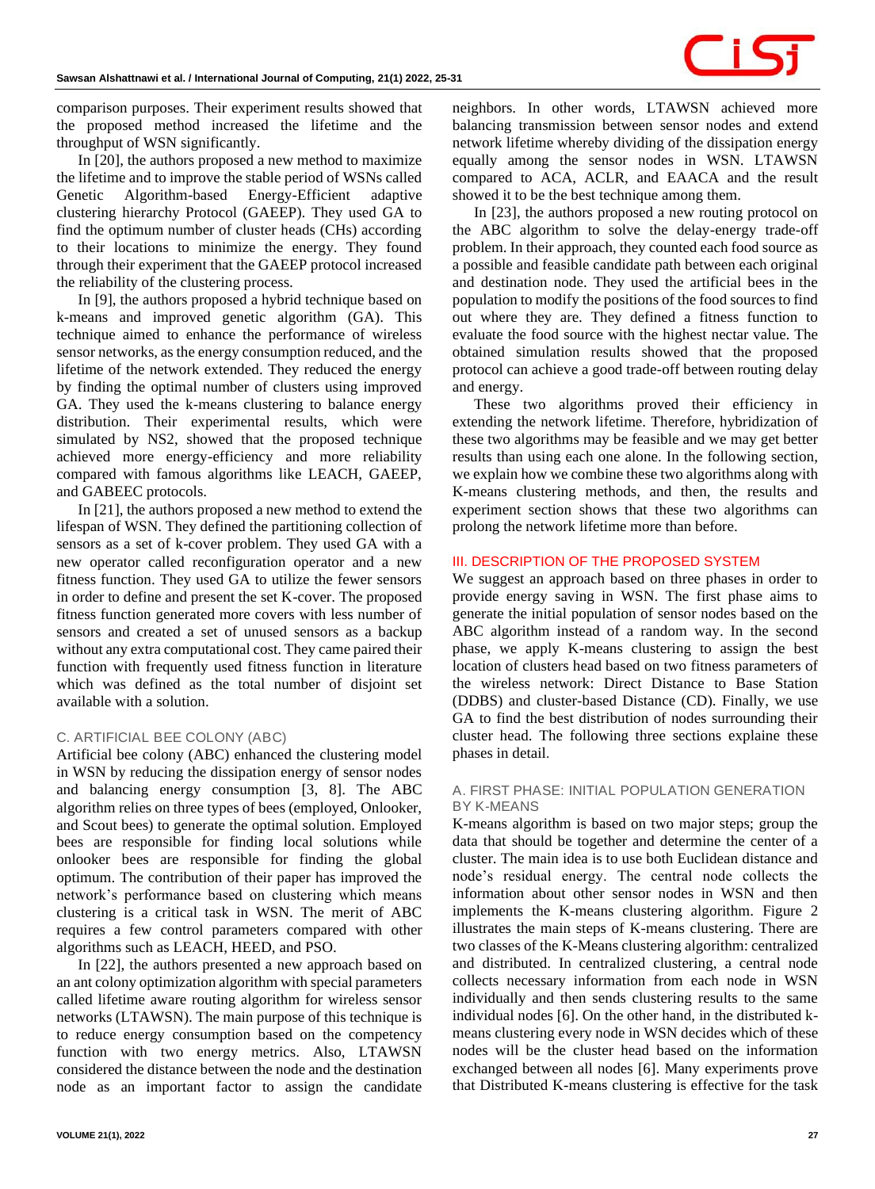comparison purposes. Their experiment results showed that the proposed method increased the lifetime and the throughput of WSN significantly.

In [20], the authors proposed a new method to maximize the lifetime and to improve the stable period of WSNs called Genetic Algorithm-based Energy-Efficient adaptive clustering hierarchy Protocol (GAEEP). They used GA to find the optimum number of cluster heads (CHs) according to their locations to minimize the energy. They found through their experiment that the GAEEP protocol increased the reliability of the clustering process.

In [9], the authors proposed a hybrid technique based on k-means and improved genetic algorithm (GA). This technique aimed to enhance the performance of wireless sensor networks, as the energy consumption reduced, and the lifetime of the network extended. They reduced the energy by finding the optimal number of clusters using improved GA. They used the k-means clustering to balance energy distribution. Their experimental results, which were simulated by NS2, showed that the proposed technique achieved more energy-efficiency and more reliability compared with famous algorithms like LEACH, GAEEP, and GABEEC protocols.

In [21], the authors proposed a new method to extend the lifespan of WSN. They defined the partitioning collection of sensors as a set of k-cover problem. They used GA with a new operator called reconfiguration operator and a new fitness function. They used GA to utilize the fewer sensors in order to define and present the set K-cover. The proposed fitness function generated more covers with less number of sensors and created a set of unused sensors as a backup without any extra computational cost. They came paired their function with frequently used fitness function in literature which was defined as the total number of disjoint set available with a solution.

### C. ARTIFICIAL BEE COLONY (ABC)

Artificial bee colony (ABC) enhanced the clustering model in WSN by reducing the dissipation energy of sensor nodes and balancing energy consumption [3, 8]. The ABC algorithm relies on three types of bees (employed, Onlooker, and Scout bees) to generate the optimal solution. Employed bees are responsible for finding local solutions while onlooker bees are responsible for finding the global optimum. The contribution of their paper has improved the network's performance based on clustering which means clustering is a critical task in WSN. The merit of ABC requires a few control parameters compared with other algorithms such as LEACH, HEED, and PSO.

In [22], the authors presented a new approach based on an ant colony optimization algorithm with special parameters called lifetime aware routing algorithm for wireless sensor networks (LTAWSN). The main purpose of this technique is to reduce energy consumption based on the competency function with two energy metrics. Also, LTAWSN considered the distance between the node and the destination node as an important factor to assign the candidate neighbors. In other words, LTAWSN achieved more balancing transmission between sensor nodes and extend network lifetime whereby dividing of the dissipation energy equally among the sensor nodes in WSN. LTAWSN compared to ACA, ACLR, and EAACA and the result showed it to be the best technique among them.

In [23], the authors proposed a new routing protocol on the ABC algorithm to solve the delay-energy trade-off problem. In their approach, they counted each food source as a possible and feasible candidate path between each original and destination node. They used the artificial bees in the population to modify the positions of the food sources to find out where they are. They defined a fitness function to evaluate the food source with the highest nectar value. The obtained simulation results showed that the proposed protocol can achieve a good trade-off between routing delay and energy.

These two algorithms proved their efficiency in extending the network lifetime. Therefore, hybridization of these two algorithms may be feasible and we may get better results than using each one alone. In the following section, we explain how we combine these two algorithms along with K-means clustering methods, and then, the results and experiment section shows that these two algorithms can prolong the network lifetime more than before.

## III. DESCRIPTION OF THE PROPOSED SYSTEM

We suggest an approach based on three phases in order to provide energy saving in WSN. The first phase aims to generate the initial population of sensor nodes based on the ABC algorithm instead of a random way. In the second phase, we apply K-means clustering to assign the best location of clusters head based on two fitness parameters of the wireless network: Direct Distance to Base Station (DDBS) and cluster-based Distance (CD). Finally, we use GA to find the best distribution of nodes surrounding their cluster head. The following three sections explaine these phases in detail.

### A. FIRST PHASE: INITIAL POPULATION GENERATION BY K-MEANS

K-means algorithm is based on two major steps; group the data that should be together and determine the center of a cluster. The main idea is to use both Euclidean distance and node's residual energy. The central node collects the information about other sensor nodes in WSN and then implements the K-means clustering algorithm. Figure 2 illustrates the main steps of K-means clustering. There are two classes of the K-Means clustering algorithm: centralized and distributed. In centralized clustering, a central node collects necessary information from each node in WSN individually and then sends clustering results to the same individual nodes [6]. On the other hand, in the distributed k-means clustering every node in WSN decides which of these nodes will be the cluster head based on the information exchanged between all nodes [6]. Many experiments prove that Distributed K-means clustering is effective for the task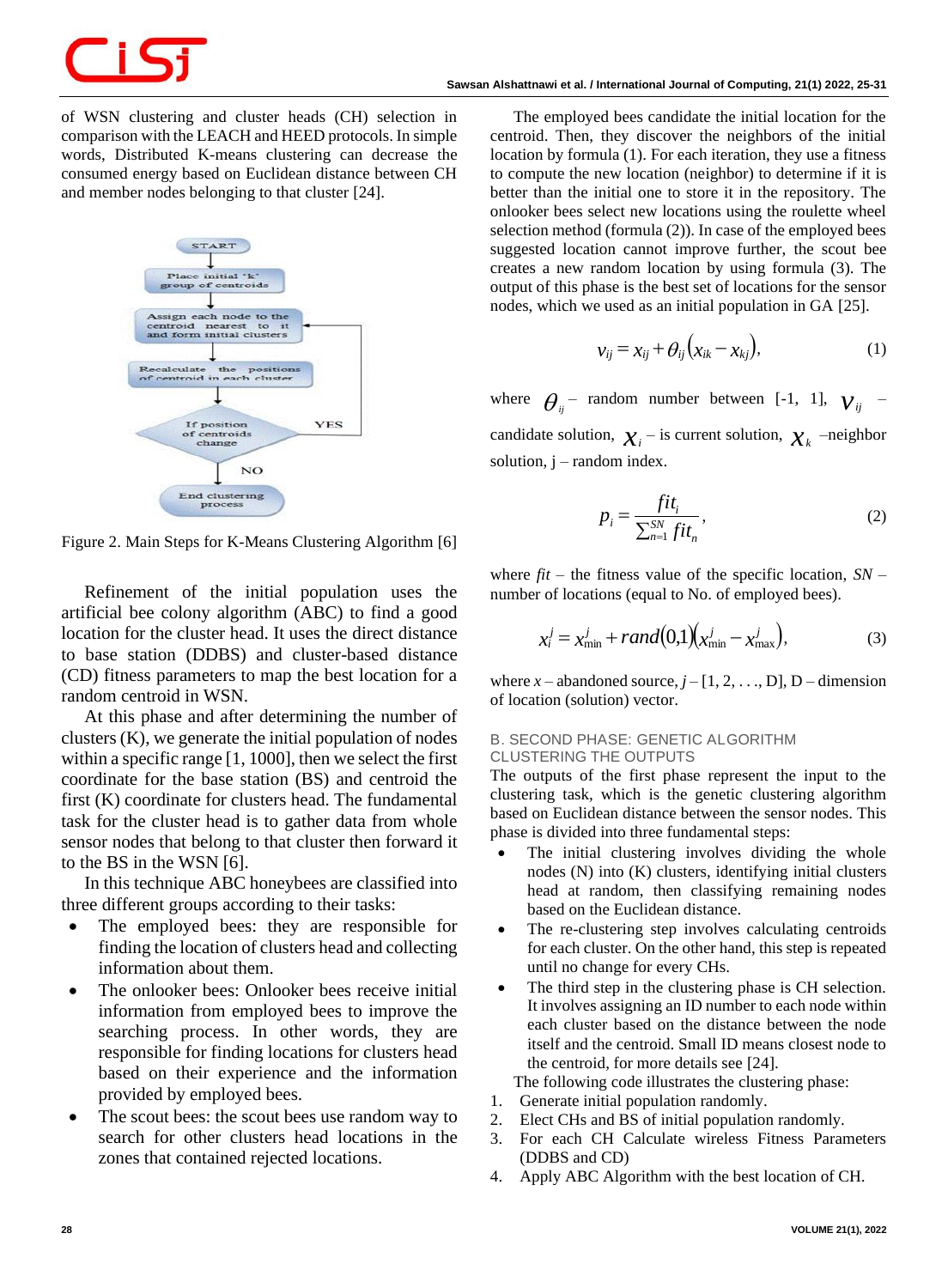of WSN clustering and cluster heads (CH) selection in comparison with the LEACH and HEED protocols. In simple words, Distributed K-means clustering can decrease the consumed energy based on Euclidean distance between CH and member nodes belonging to that cluster [24].

Figure 2. Main Steps for K-Means Clustering Algorithm [6]

Refinement of the initial population uses the artificial bee colony algorithm (ABC) to find a good location for the cluster head. It uses the direct distance to base station (DDBS) and cluster-based distance (CD) fitness parameters to map the best location for a random centroid in WSN.

At this phase and after determining the number of clusters (K), we generate the initial population of nodes within a specific range [1, 1000], then we select the first coordinate for the base station (BS) and centroid the first (K) coordinate for clusters head. The fundamental task for the cluster head is to gather data from whole sensor nodes that belong to that cluster then forward it to the BS in the WSN [6].

In this technique ABC honeybees are classified into three different groups according to their tasks:

- The employed bees: they are responsible for finding the location of clusters head and collecting information about them.
- The onlooker bees: Onlooker bees receive initial information from employed bees to improve the searching process. In other words, they are responsible for finding locations for clusters head based on their experience and the information provided by employed bees.
- The scout bees: the scout bees use random way to search for other clusters head locations in the zones that contained rejected locations.

The employed bees candidate the initial location for the centroid. Then, they discover the neighbors of the initial location by formula (1). For each iteration, they use a fitness to compute the new location (neighbor) to determine if it is better than the initial one to store it in the repository. The onlooker bees select new locations using the roulette wheel selection method (formula (2)). In case of the employed bees suggested location cannot improve further, the scout bee creates a new random location by using formula (3). The output of this phase is the best set of locations for the sensor nodes, which we used as an initial population in GA [25].

$$v_{ij} = x_{ij} + \theta_{ij}\left(x_{ik} - x_{kj}\right), \tag{1}$$

where $\theta_{ij}$ – random number between [-1, 1], $v_{ij}$ – candidate solution, $x_i$ – is current solution, $x_k$ –neighbor solution, j – random index.

$$p_i = \frac{fit_i}{\sum_{n=1}^{SN} fit_n}, \tag{2}$$

where *fit* – the fitness value of the specific location, *SN* – number of locations (equal to No. of employed bees).

$$x_i^j = x_{\min}^j + rand(0,1)\left(x_{\min}^j - x_{\max}^j\right), \tag{3}$$

where $x$ – abandoned source, $j$ – [1, 2, . . ., D], D – dimension of location (solution) vector.

## B. SECOND PHASE: GENETIC ALGORITHM CLUSTERING THE OUTPUTS

The outputs of the first phase represent the input to the clustering task, which is the genetic clustering algorithm based on Euclidean distance between the sensor nodes. This phase is divided into three fundamental steps:

- The initial clustering involves dividing the whole nodes (N) into (K) initial clusters, identifying cluster head at random, then classifying remaining nodes based on the Euclidean distance.
- The re-clustering step involves calculating centroids for each cluster. On the other hand, this step is repeated until no change for every CHs.
- The third step in the clustering phase is CH selection. It involves assigning an ID number to each node within each cluster based on the distance between the node itself and the centroid. Small ID means closest node to the centroid, for more details see [24].

The following code illustrates the clustering phase:

1. Generate initial population randomly.
2. Elect CHs and BS of initial population randomly.
3. For each CH Calculate wireless Fitness Parameters (DDBS and CD)
4. Apply ABC Algorithm with the best location of CH.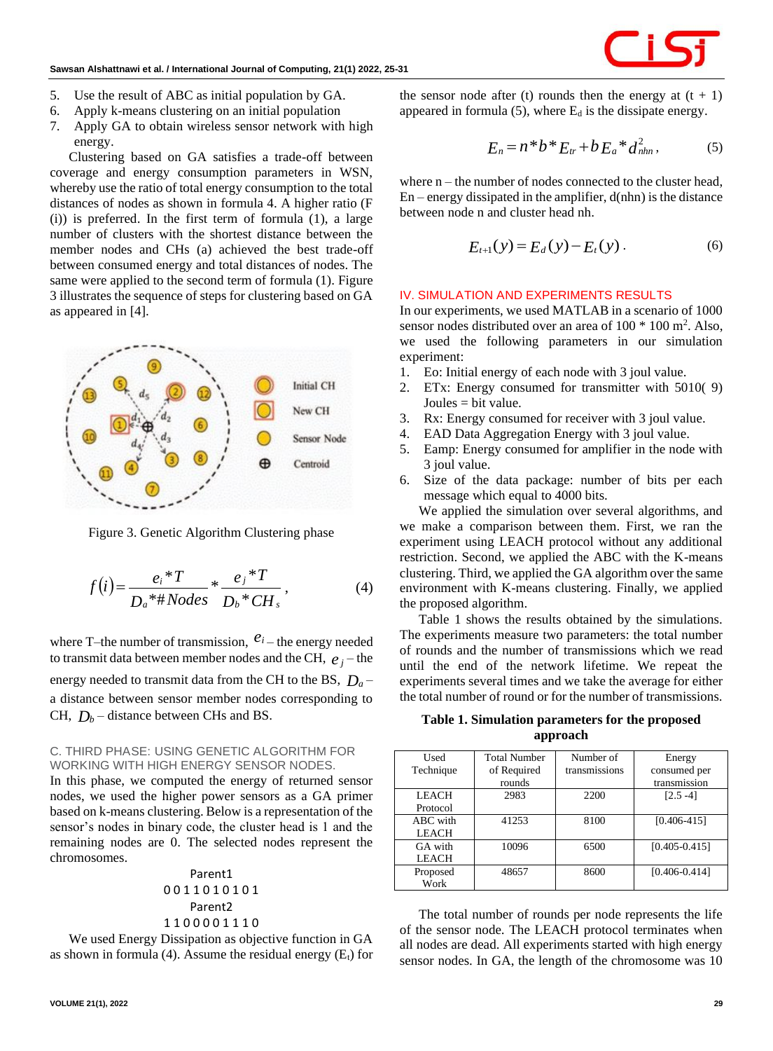5. Use the result of ABC as initial population by GA.
6. Apply k-means clustering on an initial population
7. Apply GA to obtain wireless sensor network with high energy.

Clustering based on GA satisfies a trade-off between coverage and energy consumption parameters in WSN, whereby use the ratio of total energy consumption to the total distances of nodes as shown in formula 4. A higher ratio (F (i)) is preferred. In the first term of formula (1), a large number of clusters with the shortest distance between the member nodes and CHs (a) achieved the best trade-off between consumed energy and total distances of nodes. The same were applied to the second term of formula (1). Figure 3 illustrates the sequence of steps for clustering based on GA as appeared in [4].

Figure 3. Genetic Algorithm Clustering phase

$$f(i) = \frac{e_i * T}{D_a * \# Nodes} * \frac{e_j * T}{D_b * CH_s}, \qquad (4)$$

where T–the number of transmission, $e_i$ – the energy needed to transmit data between member nodes and the CH, $e_j$ – the energy needed to transmit data from the CH to the BS, $D_a$ – a distance between sensor member nodes corresponding to CH, $D_b$ – distance between CHs and BS.

### C. THIRD PHASE: USING GENETIC ALGORITHM FOR WORKING WITH HIGH ENERGY SENSOR NODES.

In this phase, we computed the energy of returned sensor nodes, we used the higher power sensors as a GA primer based on k-means clustering. Below is a representation of the sensor's nodes in binary code, the cluster head is 1 and the remaining nodes are 0. The selected nodes represent the chromosomes.

Parent1
0 0 1 1 0 1 0 1 0 1
Parent2
1 1 0 0 0 0 1 1 1 0

We used Energy Dissipation as objective function in GA as shown in formula (4). Assume the residual energy ($E_t$) for the sensor node after (t) rounds then the energy at (t + 1) appeared in formula (5), where $E_d$ is the dissipate energy.

$$E_n = n * b * E_{tr} + b E_a * d_{nhn}^2, \qquad (5)$$

where n – the number of nodes connected to the cluster head, En – energy dissipated in the amplifier, d(nhn) is the distance between node n and cluster head nh.

$$E_{t+1}(y) = E_d(y) - E_t(y). \qquad (6)$$

## IV. SIMULATION AND EXPERIMENTS RESULTS

In our experiments, we used MATLAB in a scenario of 1000 sensor nodes distributed over an area of 100 * 100 m$^2$. Also, we used the following parameters in our simulation experiment:

1. Eo: Initial energy of each node with 3 joul value.
2. ETx: Energy consumed for transmitter with 5010( 9) Joules = bit value.
3. Rx: Energy consumed for receiver with 3 joul value.
4. EAD Data Aggregation Energy with 3 joul value.
5. Eamp: Energy consumed for amplifier in the node with 3 joul value.
6. Size of the data package: number of bits per each message which equal to 4000 bits.

We applied the simulation over several algorithms, and we make a comparison between them. First, we ran the experiment using LEACH protocol without any additional restriction. Second, we applied the ABC with the K-means clustering. Third, we applied the GA algorithm over the same environment with K-means clustering. Finally, we applied the proposed algorithm.

Table 1 shows the results obtained by the simulations. The experiments measure two parameters: the total number of nodes and the number of transmissions which we read until the end of the network lifetime. We repeat the experiments several times and we take the average for either the total number of round or for the number of transmissions.

**Table 1. Simulation parameters for the proposed approach**

| Used Technique | Total Number of Required rounds | Number of transmissions | Energy consumed per transmission |
|---|---|---|---|
| LEACH Protocol | 2983 | 2200 | [2.5 -4] |
| ABC with LEACH | 41253 | 8100 | [0.406-415] |
| GA with LEACH | 10096 | 6500 | [0.405-0.415] |
| Proposed Work | 48657 | 8600 | [0.406-0.414] |

The total number of rounds per node represents the life of the sensor node. The LEACH protocol terminates when all nodes are dead. All experiments started with high energy sensor nodes. In GA, the length of the chromosome was 10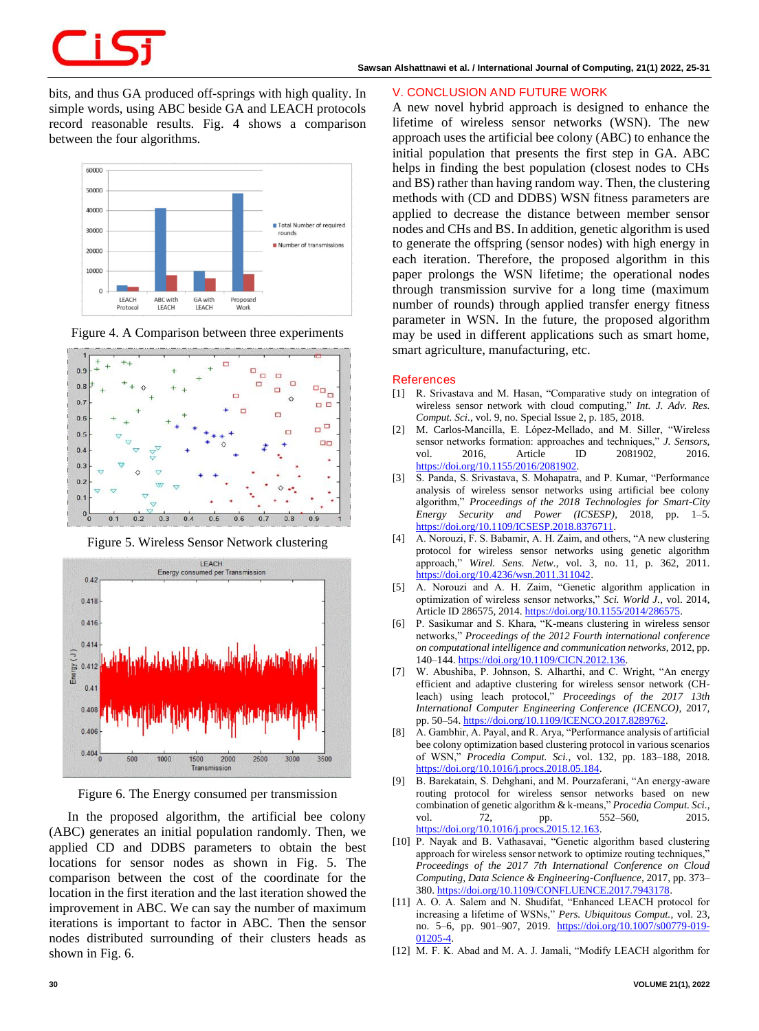bits, and thus GA produced off-springs with high quality. In simple words, using ABC beside GA and LEACH protocols record reasonable results. Fig. 4 shows a comparison between the four algorithms.

Figure 4. A Comparison between three experiments

Figure 5. Wireless Sensor Network clustering

Figure 6. The Energy consumed per transmission

In the proposed algorithm, the artificial bee colony (ABC) generates an initial population randomly. Then, we applied CD and DDBS parameters to obtain the best locations for sensor nodes as shown in Fig. 5. The comparison between the cost of the coordinate for the location in the first iteration and the last iteration showed the improvement in ABC. We can say the number of maximum iterations is important to factor in ABC. Then the sensor nodes distributed surrounding of their clusters heads as shown in Fig. 6.

## V. CONCLUSION AND FUTURE WORK

A new novel hybrid approach is designed to enhance the lifetime of wireless sensor networks (WSN). The new approach uses the artificial bee colony (ABC) to enhance the initial population that presents the first step in GA. ABC helps in finding the best population (closest nodes to CHs and BS) rather than having random way. Then, the clustering methods with (CD and DDBS) WSN fitness parameters are applied to decrease the distance between member sensor nodes and CHs and BS. In addition, genetic algorithm is used to generate the offspring (sensor nodes) with high energy in each iteration. Therefore, the proposed algorithm in this paper prolongs the WSN lifetime; the operational nodes through transmission survive for a long time (maximum number of rounds) through applied transfer energy fitness parameter in WSN. In the future, the proposed algorithm may be used in different applications such as smart home, smart agriculture, manufacturing, etc.

## References

[1] R. Srivastava and M. Hasan, "Comparative study on integration of wireless sensor network with cloud computing," *Int. J. Adv. Res. Comput. Sci.*, vol. 9, no. Special Issue 2, p. 185, 2018.

[2] M. Carlos-Mancilla, E. López-Mellado, and M. Siller, "Wireless sensor networks formation: approaches and techniques," *J. Sensors*, vol. 2016, Article ID 2081902, 2016. https://doi.org/10.1155/2016/2081902.

[3] S. Panda, S. Srivastava, S. Mohapatra, and P. Kumar, "Performance analysis of wireless sensor networks using artificial bee colony algorithm," *Proceedings of the 2018 Technologies for Smart-City Energy Security and Power (ICSESP)*, 2018, pp. 1–5. https://doi.org/10.1109/ICSESP.2018.8376711.

[4] A. Norouzi, F. S. Babamir, A. H. Zaim, and others, "A new clustering protocol for wireless sensor networks using genetic algorithm approach," *Wirel. Sens. Netw.*, vol. 3, no. 11, p. 362, 2011. https://doi.org/10.4236/wsn.2011.311042.

[5] A. Norouzi and A. H. Zaim, "Genetic algorithm application in optimization of wireless sensor networks," *Sci. World J.*, vol. 2014, Article ID 286575, 2014. https://doi.org/10.1155/2014/286575.

[6] P. Sasikumar and S. Khara, "K-means clustering in wireless sensor networks," *Proceedings of the 2012 Fourth international conference on computational intelligence and communication networks*, 2012, pp. 140–144. https://doi.org/10.1109/CICN.2012.136.

[7] W. Abushiba, P. Johnson, S. Alharthi, and C. Wright, "An energy efficient and adaptive clustering for wireless sensor network (CH-leach) using leach protocol," *Proceedings of the 2017 13th International Computer Engineering Conference (ICENCO)*, 2017, pp. 50–54. https://doi.org/10.1109/ICENCO.2017.8289762.

[8] A. Gambhir, A. Payal, and R. Arya, "Performance analysis of artificial bee colony optimization based clustering protocol in various scenarios of WSN," *Procedia Comput. Sci.*, vol. 132, pp. 183–188, 2018. https://doi.org/10.1016/j.procs.2018.05.184.

[9] B. Barekatain, S. Dehghani, and M. Pourzaferani, "An energy-aware routing protocol for wireless sensor networks based on new combination of genetic algorithm & k-means," *Procedia Comput. Sci.*, vol. 72, pp. 552–560, 2015. https://doi.org/10.1016/j.procs.2015.12.163.

[10] P. Nayak and B. Vathasavai, "Genetic algorithm based clustering approach for wireless sensor network to optimize routing techniques," *Proceedings of the 2017 7th International Conference on Cloud Computing, Data Science & Engineering-Confluence*, 2017, pp. 373–380. https://doi.org/10.1109/CONFLUENCE.2017.7943178.

[11] A. O. A. Salem and N. Shudifat, "Enhanced LEACH protocol for increasing a lifetime of WSNs," *Pers. Ubiquitous Comput.*, vol. 23, no. 5–6, pp. 901–907, 2019. https://doi.org/10.1007/s00779-019-01205-4.

[12] M. F. K. Abad and M. A. J. Jamali, "Modify LEACH algorithm for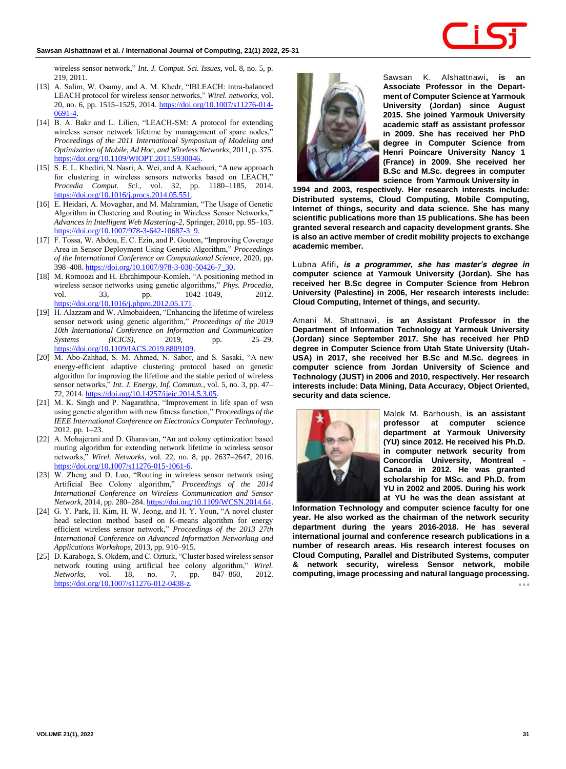wireless sensor network," *Int. J. Comput. Sci. Issues*, vol. 8, no. 5, p. 219, 2011.

[13] A. Salim, W. Osamy, and A. M. Khedr, "IBLEACH: intra-balanced LEACH protocol for wireless sensor networks," *Wirel. networks*, vol. 20, no. 6, pp. 1515–1525, 2014. https://doi.org/10.1007/s11276-014-0691-4.

[14] B. A. Bakr and L. Lilien, "LEACH-SM: A protocol for extending wireless sensor network lifetime by management of spare nodes," *Proceedings of the 2011 International Symposium of Modeling and Optimization of Mobile, Ad Hoc, and Wireless Networks*, 2011, p. 375. https://doi.org/10.1109/WIOPT.2011.5930046.

[15] S. E. L. Khediri, N. Nasri, A. Wei, and A. Kachouri, "A new approach for clustering in wireless sensors networks based on LEACH," *Procedia Comput. Sci.*, vol. 32, pp. 1180–1185, 2014. https://doi.org/10.1016/j.procs.2014.05.551.

[16] E. Heidari, A. Movaghar, and M. Mahramian, "The Usage of Genetic Algorithm in Clustering and Routing in Wireless Sensor Networks," *Advances in Intelligent Web Mastering-2*, Springer, 2010, pp. 95–103. https://doi.org/10.1007/978-3-642-10687-3_9.

[17] F. Tossa, W. Abdou, E. C. Ezin, and P. Gouton, "Improving Coverage Area in Sensor Deployment Using Genetic Algorithm," *Proceedings of the International Conference on Computational Science*, 2020, pp. 398–408. https://doi.org/10.1007/978-3-030-50426-7_30.

[18] M. Romoozi and H. Ebrahimpour-Komleh, "A positioning method in wireless sensor networks using genetic algorithms," *Phys. Procedia*, vol. 33, pp. 1042–1049, 2012. https://doi.org/10.1016/j.phpro.2012.05.171.

[19] H. Alazzam and W. Almobaideen, "Enhancing the lifetime of wireless sensor network using genetic algorithm," *Proceedings of the 2019 10th International Conference on Information and Communication Systems (ICICS)*, 2019, pp. 25–29. https://doi.org/10.1109/IACS.2019.8809109.

[20] M. Abo-Zahhad, S. M. Ahmed, N. Sabor, and S. Sasaki, "A new energy-efficient adaptive clustering protocol based on genetic algorithm for improving the lifetime and the stable period of wireless sensor networks," *Int. J. Energy, Inf. Commun.*, vol. 5, no. 3, pp. 47–72, 2014. https://doi.org/10.14257/ijeic.2014.5.3.05.

[21] M. K. Singh and P. Nagarathna, "Improvement in life span of wsn using genetic algorithm with new fitness function," *Proceedings of the IEEE International Conference on Electronics Computer Technology*, 2012, pp. 1–23.

[22] A. Mohajerani and D. Gharavian, "An ant colony optimization based routing algorithm for extending network lifetime in wireless sensor networks," *Wirel. Networks*, vol. 22, no. 8, pp. 2637–2647, 2016. https://doi.org/10.1007/s11276-015-1061-6.

[23] W. Zheng and D. Luo, "Routing in wireless sensor network using Artificial Bee Colony algorithm," *Proceedings of the 2014 International Conference on Wireless Communication and Sensor Network*, 2014, pp. 280–284. https://doi.org/10.1109/WCSN.2014.64.

[24] G. Y. Park, H. Kim, H. W. Jeong, and H. Y. Youn, "A novel cluster head selection method based on K-means algorithm for energy efficient wireless sensor network," *Proceedings of the 2013 27th International Conference on Advanced Information Networking and Applications Workshops*, 2013, pp. 910–915.

[25] D. Karaboga, S. Okdem, and C. Ozturk, "Cluster based wireless sensor network routing using artificial bee colony algorithm," *Wirel. Networks*, vol. 18, no. 7, pp. 847–860, 2012. https://doi.org/10.1007/s11276-012-0438-z.

Sawsan K. Alshattnawi, **is an Associate Professor in the Department of Computer Science at Yarmouk University (Jordan) since August 2015. She joined Yarmouk University academic staff as assistant professor in 2009. She has received her PhD degree in Computer Science from Henri Poincare University Nancy 1 (France) in 2009. She received her B.Sc and M.Sc. degrees in computer science from Yarmouk University in 1994 and 2003, respectively. Her research interests include: Distributed systems, Cloud Computing, Mobile Computing, Internet of things, security and data science. She has many scientific publications more than 15 publications. She has been granted several research and capacity development grants. She is also an active member of credit mobility projects to exchange academic member.**

Lubna Afifi, ***is a programmer, she has master's degree in* computer science at Yarmouk University (Jordan). She has received her B.Sc degree in Computer Science from Hebron University (Palestine) in 2006, Her research interests include: Cloud Computing, Internet of things, and security.**

Amani M. Shattnawi, **is an Assistant Professor in the Department of Information Technology at Yarmouk University (Jordan) since September 2017. She has received her PhD degree in Computer Science from Utah State University (Utah-USA) in 2017, she received her B.Sc and M.Sc. degrees in computer science from Jordan University of Science and Technology (JUST) in 2006 and 2010, respectively. Her research interests include: Data Mining, Data Accuracy, Object Oriented, security and data science.**

Malek M. Barhoush, **is an assistant professor at computer science department at Yarmouk University (YU) since 2012. He received his Ph.D. in computer network security from Concordia University, Montreal - Canada in 2012. He was granted scholarship for MSc. and Ph.D. from YU in 2002 and 2005. During his work at YU he was the dean assistant at Information Technology and computer science faculty for one year. He also worked as the chairman of the network security department during the years 2016-2018. He has several international journal and conference research publications in a number of research areas. His research interest focuses on Cloud Computing, Parallel and Distributed Systems, computer & network security, wireless Sensor network, mobile computing, image processing and natural language processing.**